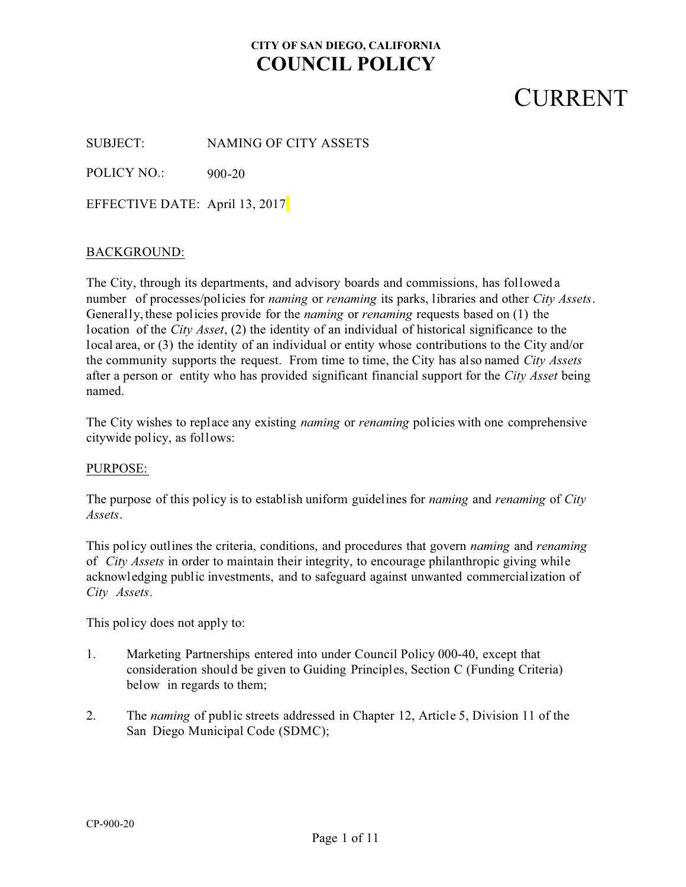**CITY OF SAN DIEGO, CALIFORNIA**

# COUNCIL POLICY

CURRENT

SUBJECT: NAMING OF CITY ASSETS

POLICY NO.: 900-20

EFFECTIVE DATE: April 13, 2017

## BACKGROUND:

The City, through its departments, and advisory boards and commissions, has followed a number of processes/policies for *naming* or *renaming* its parks, libraries and other *City Assets*. Generally, these policies provide for the *naming* or *renaming* requests based on (1) the location of the *City Asset*, (2) the identity of an individual of historical significance to the local area, or (3) the identity of an individual or entity whose contributions to the City and/or the community supports the request. From time to time, the City has also named *City Assets* after a person or entity who has provided significant financial support for the *City Asset* being named.

The City wishes to replace any existing *naming* or *renaming* policies with one comprehensive citywide policy, as follows:

## PURPOSE:

The purpose of this policy is to establish uniform guidelines for *naming* and *renaming* of *City Assets*.

This policy outlines the criteria, conditions, and procedures that govern *naming* and *renaming* of *City Assets* in order to maintain their integrity, to encourage philanthropic giving while acknowledging public investments, and to safeguard against unwanted commercialization of *City Assets*.

This policy does not apply to:

1. Marketing Partnerships entered into under Council Policy 000-40, except that consideration should be given to Guiding Principles, Section C (Funding Criteria) below in regards to them;
2. The *naming* of public streets addressed in Chapter 12, Article 5, Division 11 of the San Diego Municipal Code (SDMC);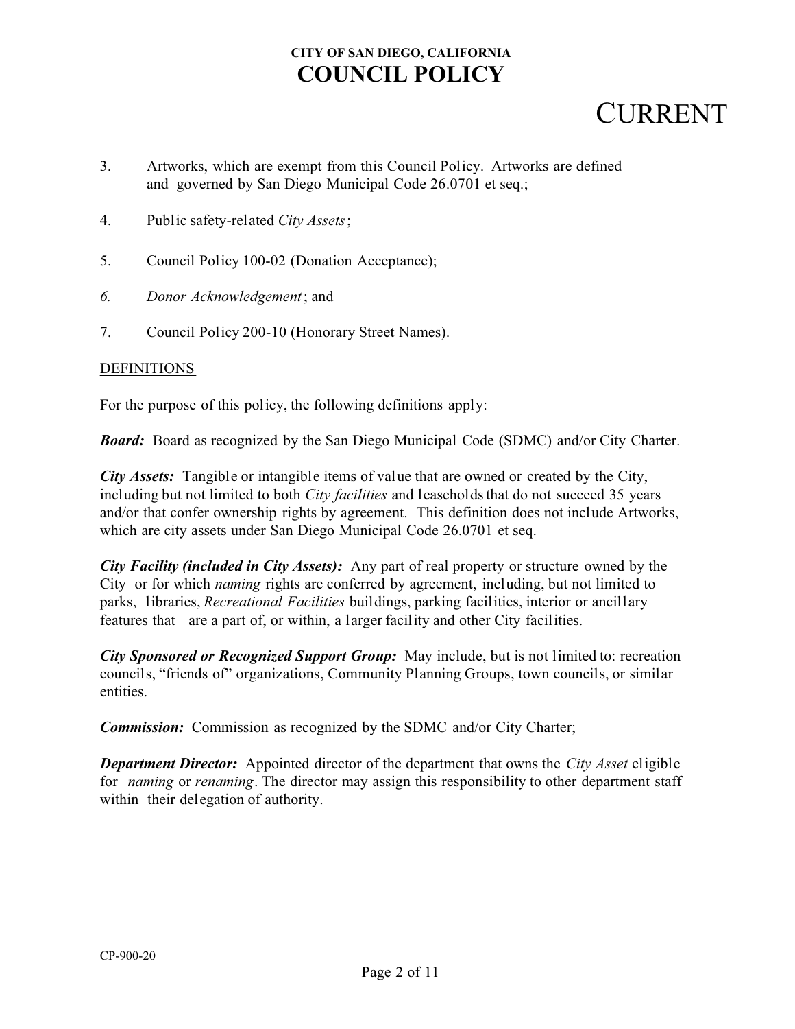3. Artworks, which are exempt from this Council Policy. Artworks are defined and governed by San Diego Municipal Code 26.0701 et seq.;

4. Public safety-related *City Assets*;

5. Council Policy 100-02 (Donation Acceptance);

*6.* *Donor Acknowledgement*; and

7. Council Policy 200-10 (Honorary Street Names).

DEFINITIONS

For the purpose of this policy, the following definitions apply:

***Board:*** Board as recognized by the San Diego Municipal Code (SDMC) and/or City Charter.

***City Assets:*** Tangible or intangible items of value that are owned or created by the City, including but not limited to both *City facilities* and leaseholds that do not succeed 35 years and/or that confer ownership rights by agreement. This definition does not include Artworks, which are city assets under San Diego Municipal Code 26.0701 et seq.

***City Facility (included in City Assets):*** Any part of real property or structure owned by the City or for which *naming* rights are conferred by agreement, including, but not limited to parks, libraries, *Recreational Facilities* buildings, parking facilities, interior or ancillary features that are a part of, or within, a larger facility and other City facilities.

***City Sponsored or Recognized Support Group:*** May include, but is not limited to: recreation councils, "friends of" organizations, Community Planning Groups, town councils, or similar entities.

***Commission:*** Commission as recognized by the SDMC and/or City Charter;

***Department Director:*** Appointed director of the department that owns the *City Asset* eligible for *naming* or *renaming*. The director may assign this responsibility to other department staff within their delegation of authority.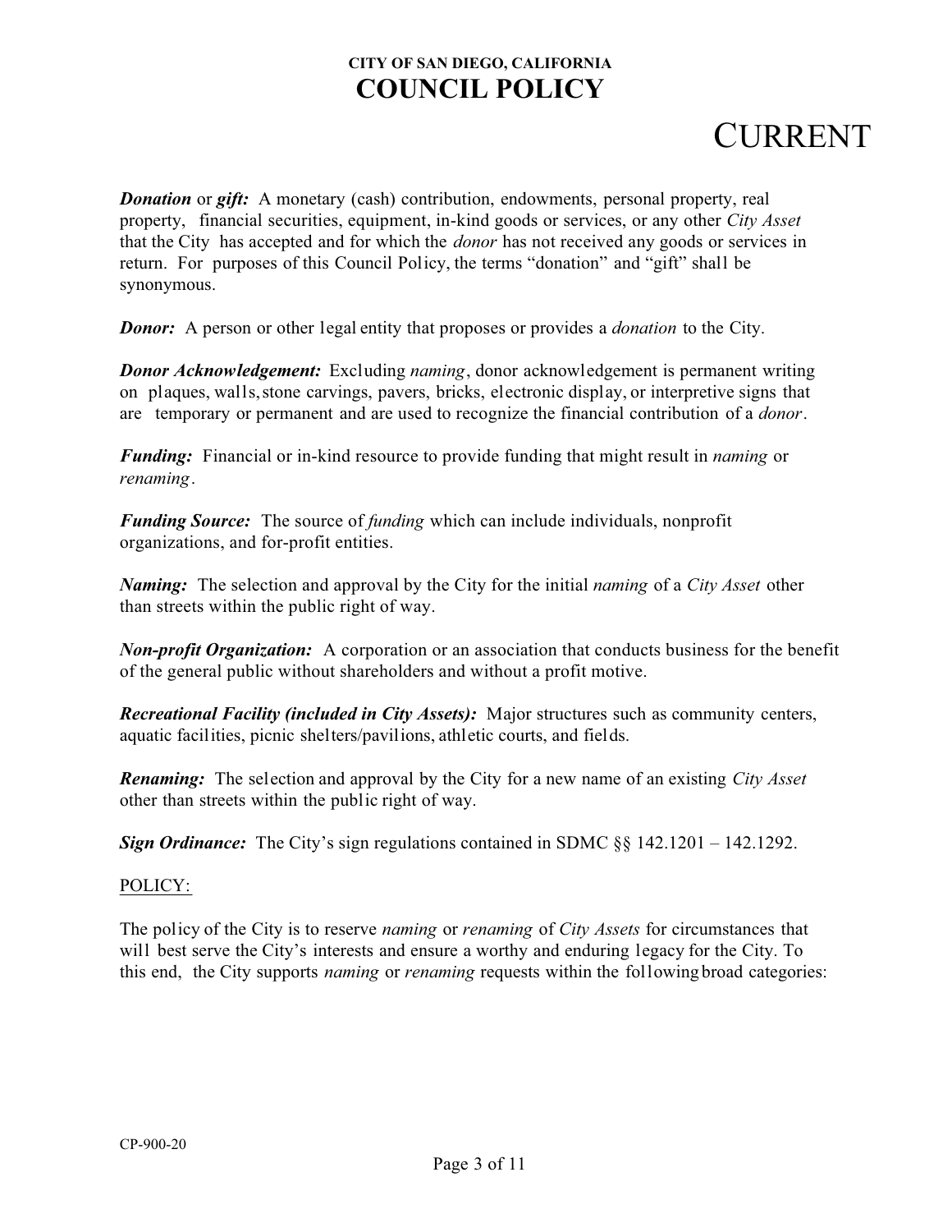***Donation*** or ***gift:*** A monetary (cash) contribution, endowments, personal property, real property, financial securities, equipment, in-kind goods or services, or any other *City Asset* that the City has accepted and for which the *donor* has not received any goods or services in return. For purposes of this Council Policy, the terms "donation" and "gift" shall be synonymous.

***Donor:*** A person or other legal entity that proposes or provides a *donation* to the City.

***Donor Acknowledgement:*** Excluding *naming*, donor acknowledgement is permanent writing on plaques, walls, stone carvings, pavers, bricks, electronic display, or interpretive signs that are temporary or permanent and are used to recognize the financial contribution of a *donor*.

***Funding:*** Financial or in-kind resource to provide funding that might result in *naming* or *renaming*.

***Funding Source:*** The source of *funding* which can include individuals, nonprofit organizations, and for-profit entities.

***Naming:*** The selection and approval by the City for the initial *naming* of a *City Asset* other than streets within the public right of way.

***Non-profit Organization:*** A corporation or an association that conducts business for the benefit of the general public without shareholders and without a profit motive.

***Recreational Facility (included in City Assets):*** Major structures such as community centers, aquatic facilities, picnic shelters/pavilions, athletic courts, and fields.

***Renaming:*** The selection and approval by the City for a new name of an existing *City Asset* other than streets within the public right of way.

***Sign Ordinance:*** The City's sign regulations contained in SDMC §§ 142.1201 – 142.1292.

POLICY:

The policy of the City is to reserve *naming* or *renaming* of *City Assets* for circumstances that will best serve the City's interests and ensure a worthy and enduring legacy for the City. To this end, the City supports *naming* or *renaming* requests within the following broad categories: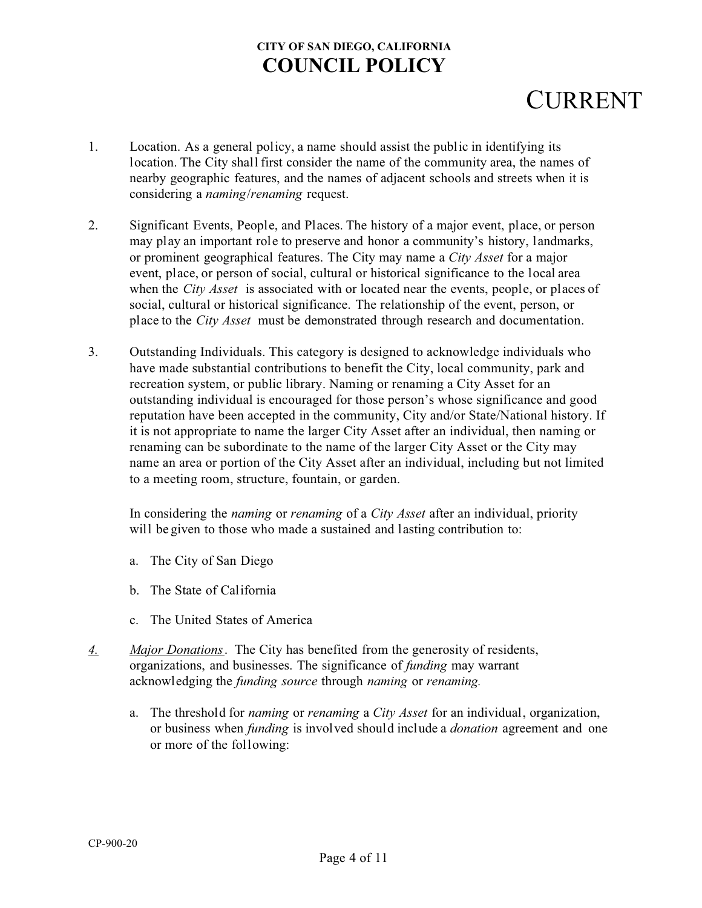1. Location. As a general policy, a name should assist the public in identifying its location. The City shall first consider the name of the community area, the names of nearby geographic features, and the names of adjacent schools and streets when it is considering a *naming*/*renaming* request.

2. Significant Events, People, and Places. The history of a major event, place, or person may play an important role to preserve and honor a community's history, landmarks, or prominent geographical features. The City may name a *City Asset* for a major event, place, or person of social, cultural or historical significance to the local area when the *City Asset* is associated with or located near the events, people, or places of social, cultural or historical significance. The relationship of the event, person, or place to the *City Asset* must be demonstrated through research and documentation.

3. Outstanding Individuals. This category is designed to acknowledge individuals who have made substantial contributions to benefit the City, local community, park and recreation system, or public library. Naming or renaming a City Asset for an outstanding individual is encouraged for those person's whose significance and good reputation have been accepted in the community, City and/or State/National history. If it is not appropriate to name the larger City Asset after an individual, then naming or renaming can be subordinate to the name of the larger City Asset or the City may name an area or portion of the City Asset after an individual, including but not limited to a meeting room, structure, fountain, or garden.

   In considering the *naming* or *renaming* of a *City Asset* after an individual, priority will be given to those who made a sustained and lasting contribution to:

   a. The City of San Diego

   b. The State of California

   c. The United States of America

4. *Major Donations*. The City has benefited from the generosity of residents, organizations, and businesses. The significance of *funding* may warrant acknowledging the *funding source* through *naming* or *renaming.*

   a. The threshold for *naming* or *renaming* a *City Asset* for an individual, organization, or business when *funding* is involved should include a *donation* agreement and one or more of the following: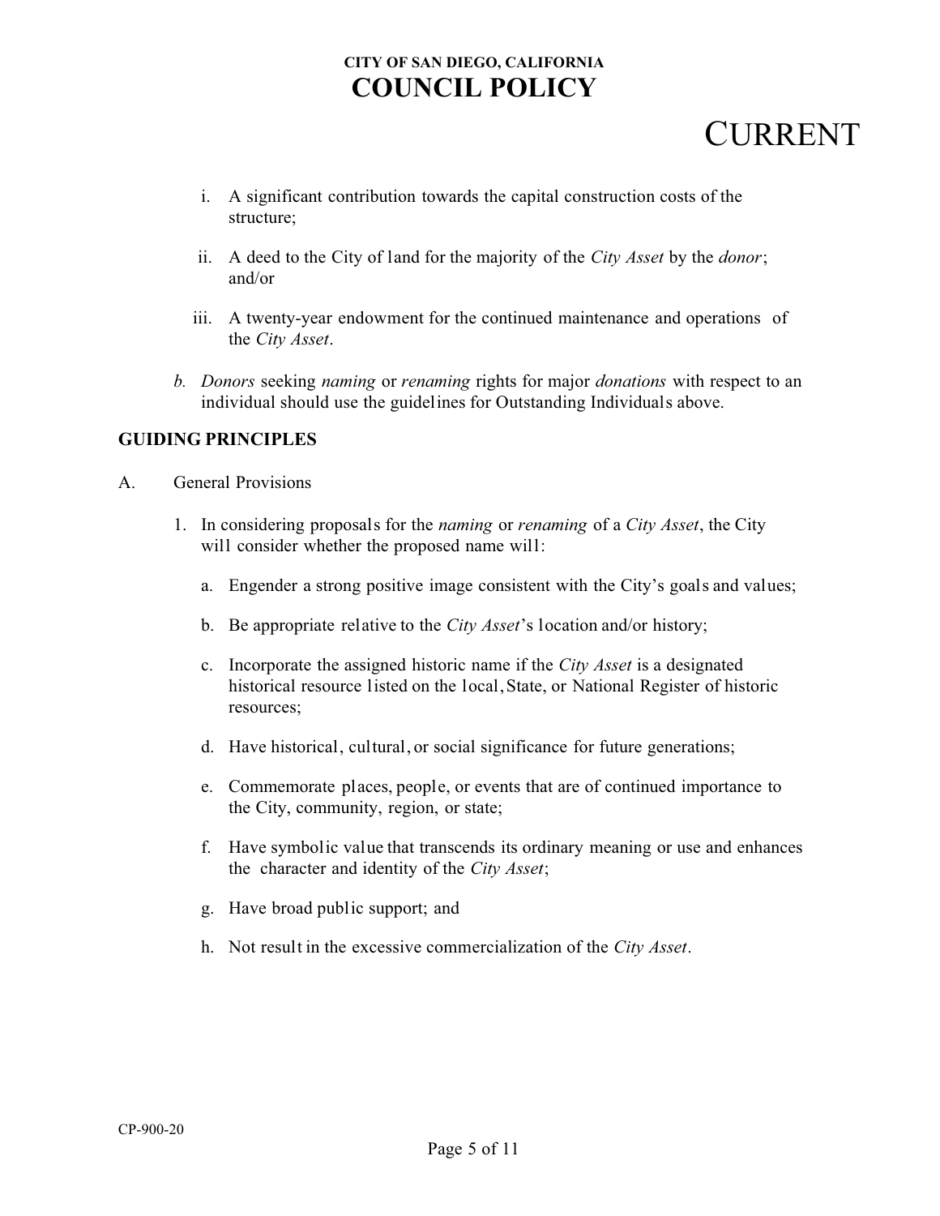i. A significant contribution towards the capital construction costs of the structure;

ii. A deed to the City of land for the majority of the *City Asset* by the *donor*; and/or

iii. A twenty-year endowment for the continued maintenance and operations of the *City Asset*.

*b.* *Donors* seeking *naming* or *renaming* rights for major *donations* with respect to an individual should use the guidelines for Outstanding Individuals above.

## GUIDING PRINCIPLES

A. General Provisions

1. In considering proposals for the *naming* or *renaming* of a *City Asset*, the City will consider whether the proposed name will:

   a. Engender a strong positive image consistent with the City's goals and values;

   b. Be appropriate relative to the *City Asset*'s location and/or history;

   c. Incorporate the assigned historic name if the *City Asset* is a designated historical resource listed on the local, State, or National Register of historic resources;

   d. Have historical, cultural, or social significance for future generations;

   e. Commemorate places, people, or events that are of continued importance to the City, community, region, or state;

   f. Have symbolic value that transcends its ordinary meaning or use and enhances the character and identity of the *City Asset*;

   g. Have broad public support; and

   h. Not result in the excessive commercialization of the *City Asset*.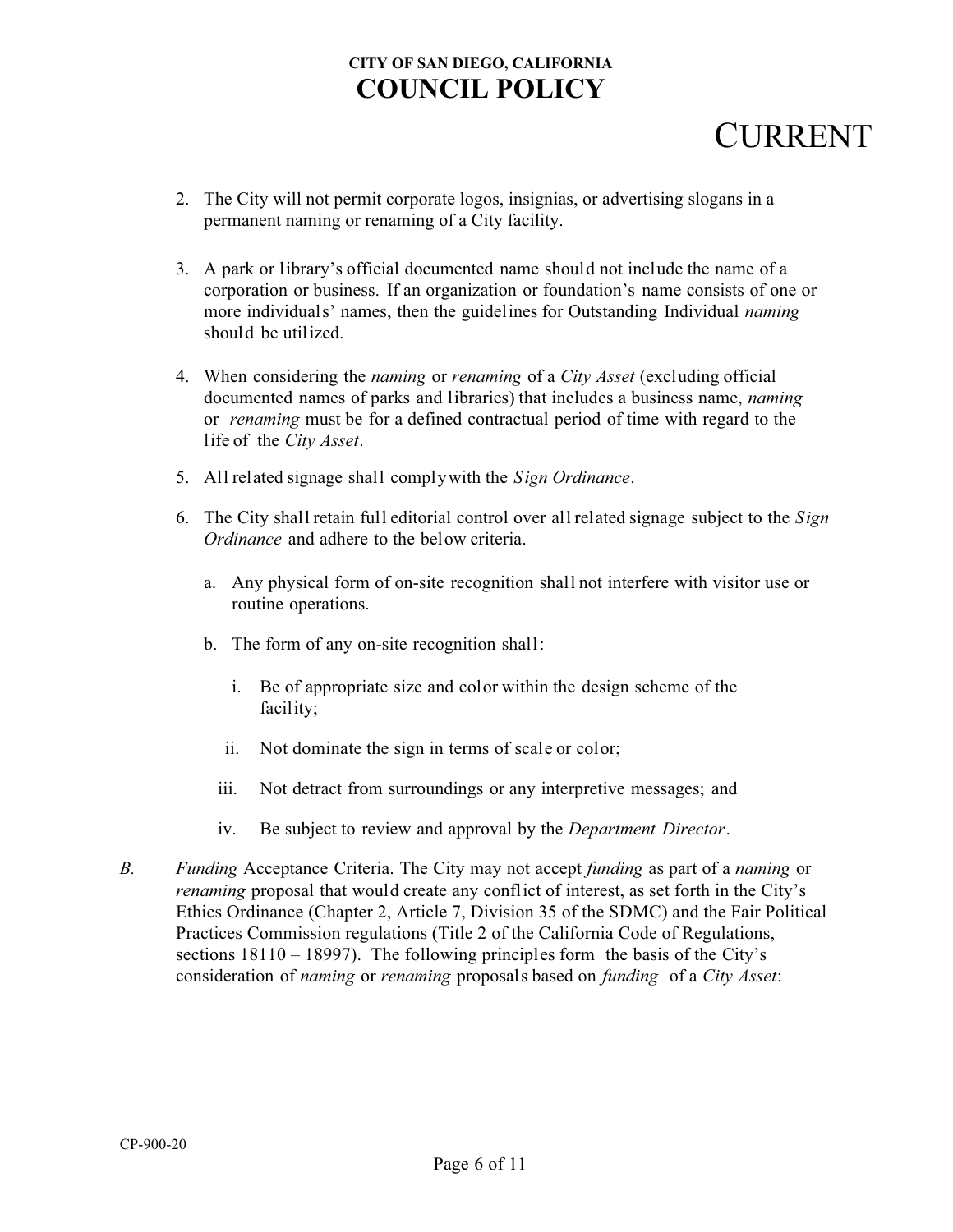2. The City will not permit corporate logos, insignias, or advertising slogans in a permanent naming or renaming of a City facility.

3. A park or library's official documented name should not include the name of a corporation or business. If an organization or foundation's name consists of one or more individuals' names, then the guidelines for Outstanding Individual *naming* should be utilized.

4. When considering the *naming* or *renaming* of a *City Asset* (excluding official documented names of parks and libraries) that includes a business name, *naming* or *renaming* must be for a defined contractual period of time with regard to the life of the *City Asset*.

5. All related signage shall comply with the *Sign Ordinance*.

6. The City shall retain full editorial control over all related signage subject to the *Sign Ordinance* and adhere to the below criteria.

   a. Any physical form of on-site recognition shall not interfere with visitor use or routine operations.

   b. The form of any on-site recognition shall:

      i. Be of appropriate size and color within the design scheme of the facility;

      ii. Not dominate the sign in terms of scale or color;

      iii. Not detract from surroundings or any interpretive messages; and

      iv. Be subject to review and approval by the *Department Director*.

*B.* *Funding* Acceptance Criteria. The City may not accept *funding* as part of a *naming* or *renaming* proposal that would create any conflict of interest, as set forth in the City's Ethics Ordinance (Chapter 2, Article 7, Division 35 of the SDMC) and the Fair Political Practices Commission regulations (Title 2 of the California Code of Regulations, sections 18110 – 18997). The following principles form the basis of the City's consideration of *naming* or *renaming* proposals based on *funding* of a *City Asset*: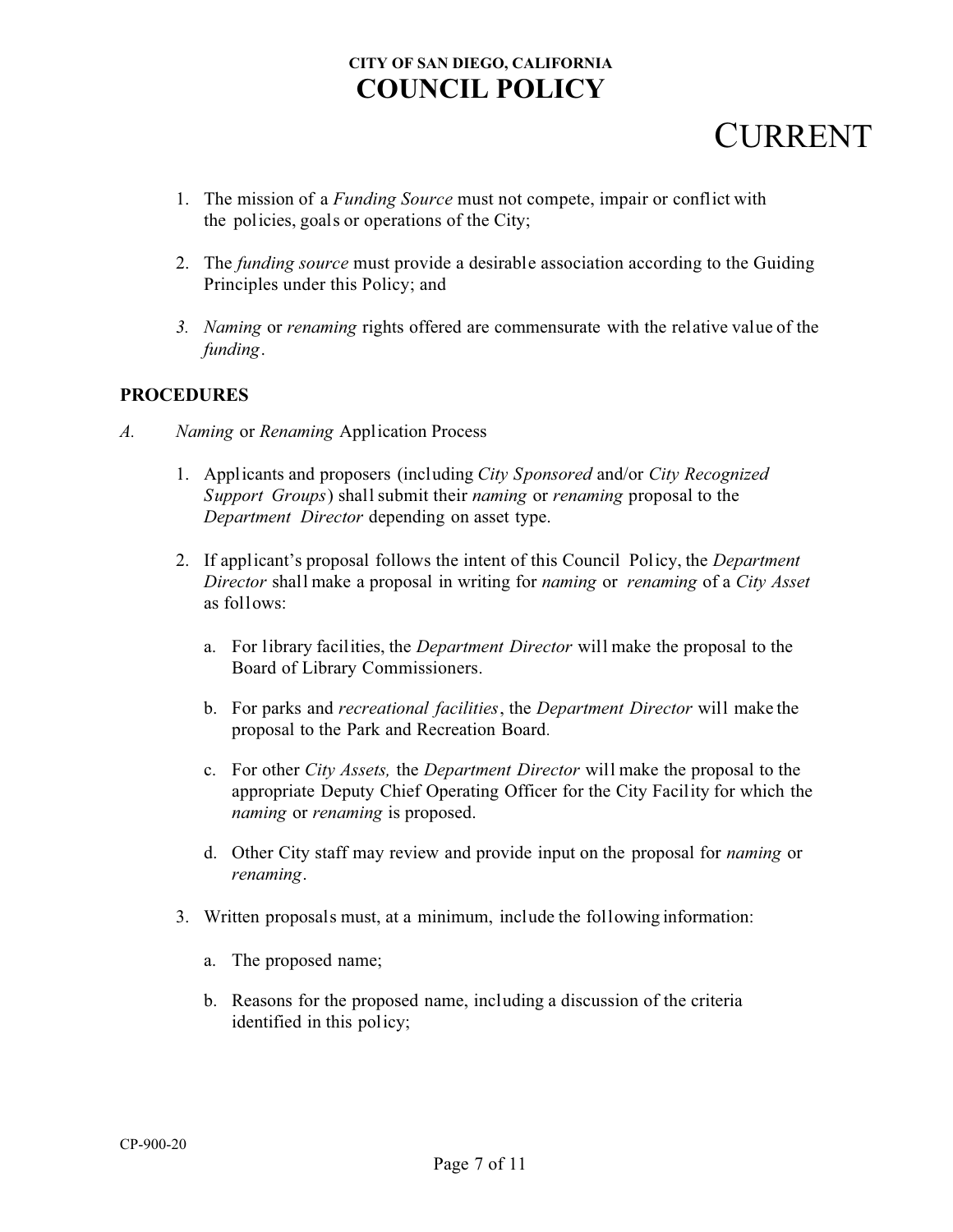1. The mission of a *Funding Source* must not compete, impair or conflict with the policies, goals or operations of the City;

2. The *funding source* must provide a desirable association according to the Guiding Principles under this Policy; and

3. *Naming* or *renaming* rights offered are commensurate with the relative value of the *funding*.

**PROCEDURES**

*A.* *Naming* or *Renaming* Application Process

1. Applicants and proposers (including *City Sponsored* and/or *City Recognized Support Groups*) shall submit their *naming* or *renaming* proposal to the *Department Director* depending on asset type.

2. If applicant's proposal follows the intent of this Council Policy, the *Department Director* shall make a proposal in writing for *naming* or *renaming* of a *City Asset* as follows:

   a. For library facilities, the *Department Director* will make the proposal to the Board of Library Commissioners.

   b. For parks and *recreational facilities*, the *Department Director* will make the proposal to the Park and Recreation Board.

   c. For other *City Assets,* the *Department Director* will make the proposal to the appropriate Deputy Chief Operating Officer for the City Facility for which the *naming* or *renaming* is proposed.

   d. Other City staff may review and provide input on the proposal for *naming* or *renaming*.

3. Written proposals must, at a minimum, include the following information:

   a. The proposed name;

   b. Reasons for the proposed name, including a discussion of the criteria identified in this policy;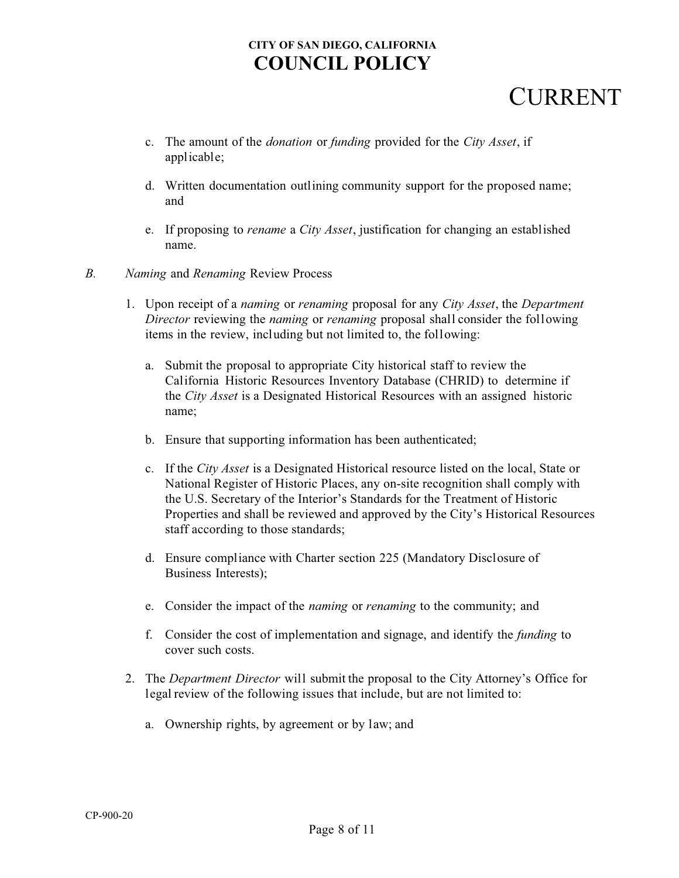c. The amount of the *donation* or *funding* provided for the *City Asset*, if applicable;

d. Written documentation outlining community support for the proposed name; and

e. If proposing to *rename* a *City Asset*, justification for changing an established name.

*B.* *Naming* and *Renaming* Review Process

1. Upon receipt of a *naming* or *renaming* proposal for any *City Asset*, the *Department Director* reviewing the *naming* or *renaming* proposal shall consider the following items in the review, including but not limited to, the following:

   a. Submit the proposal to appropriate City historical staff to review the California Historic Resources Inventory Database (CHRID) to determine if the *City Asset* is a Designated Historical Resources with an assigned historic name;

   b. Ensure that supporting information has been authenticated;

   c. If the *City Asset* is a Designated Historical resource listed on the local, State or National Register of Historic Places, any on-site recognition shall comply with the U.S. Secretary of the Interior's Standards for the Treatment of Historic Properties and shall be reviewed and approved by the City's Historical Resources staff according to those standards;

   d. Ensure compliance with Charter section 225 (Mandatory Disclosure of Business Interests);

   e. Consider the impact of the *naming* or *renaming* to the community; and

   f. Consider the cost of implementation and signage, and identify the *funding* to cover such costs.

2. The *Department Director* will submit the proposal to the City Attorney's Office for legal review of the following issues that include, but are not limited to:

   a. Ownership rights, by agreement or by law; and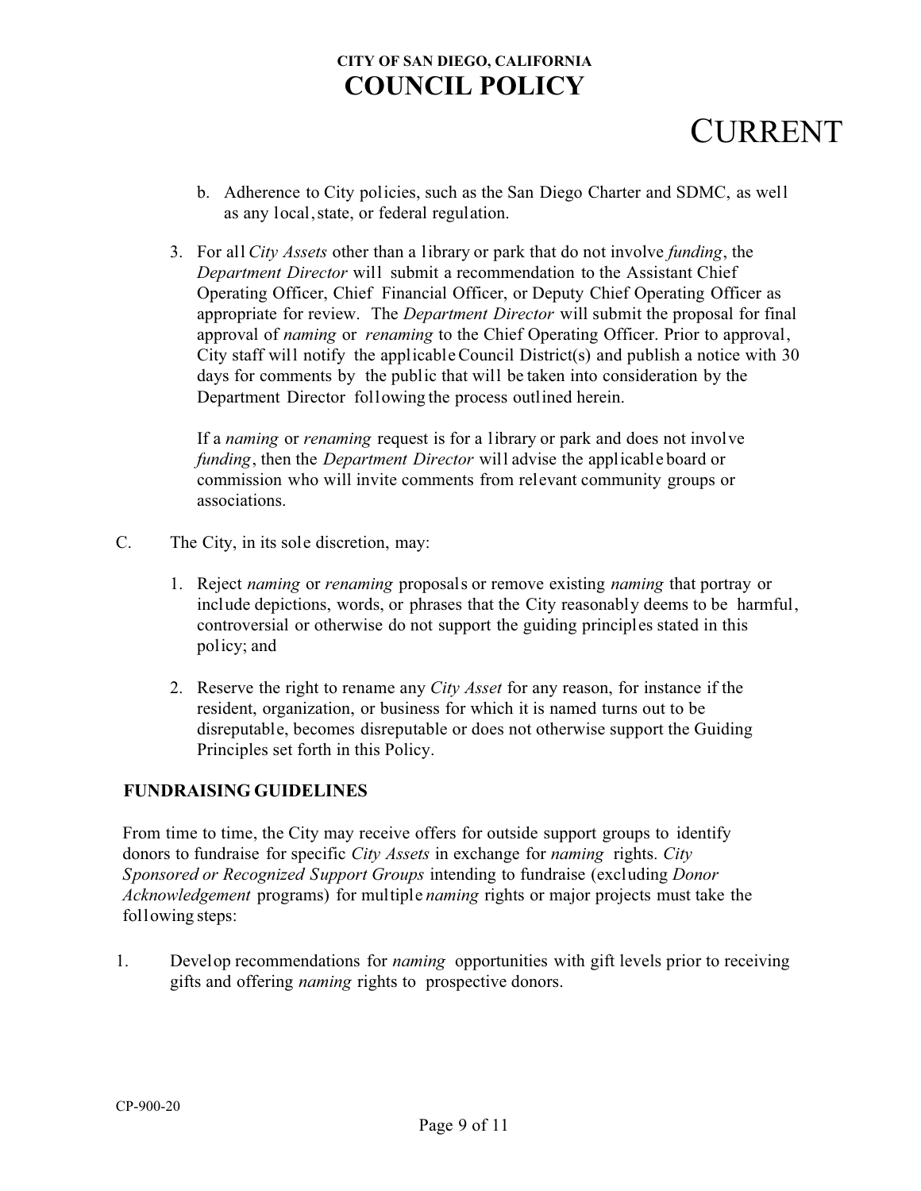b. Adherence to City policies, such as the San Diego Charter and SDMC, as well as any local, state, or federal regulation.

3. For all *City Assets* other than a library or park that do not involve *funding*, the *Department Director* will submit a recommendation to the Assistant Chief Operating Officer, Chief Financial Officer, or Deputy Chief Operating Officer as appropriate for review. The *Department Director* will submit the proposal for final approval of *naming* or *renaming* to the Chief Operating Officer. Prior to approval, City staff will notify the applicable Council District(s) and publish a notice with 30 days for comments by the public that will be taken into consideration by the Department Director following the process outlined herein.

   If a *naming* or *renaming* request is for a library or park and does not involve *funding*, then the *Department Director* will advise the applicable board or commission who will invite comments from relevant community groups or associations.

C. The City, in its sole discretion, may:

   1. Reject *naming* or *renaming* proposals or remove existing *naming* that portray or include depictions, words, or phrases that the City reasonably deems to be harmful, controversial or otherwise do not support the guiding principles stated in this policy; and

   2. Reserve the right to rename any *City Asset* for any reason, for instance if the resident, organization, or business for which it is named turns out to be disreputable, becomes disreputable or does not otherwise support the Guiding Principles set forth in this Policy.

**FUNDRAISING GUIDELINES**

From time to time, the City may receive offers for outside support groups to identify donors to fundraise for specific *City Assets* in exchange for *naming* rights. *City Sponsored or Recognized Support Groups* intending to fundraise (excluding *Donor Acknowledgement* programs) for multiple *naming* rights or major projects must take the following steps:

1. Develop recommendations for *naming* opportunities with gift levels prior to receiving gifts and offering *naming* rights to prospective donors.

CP-900-20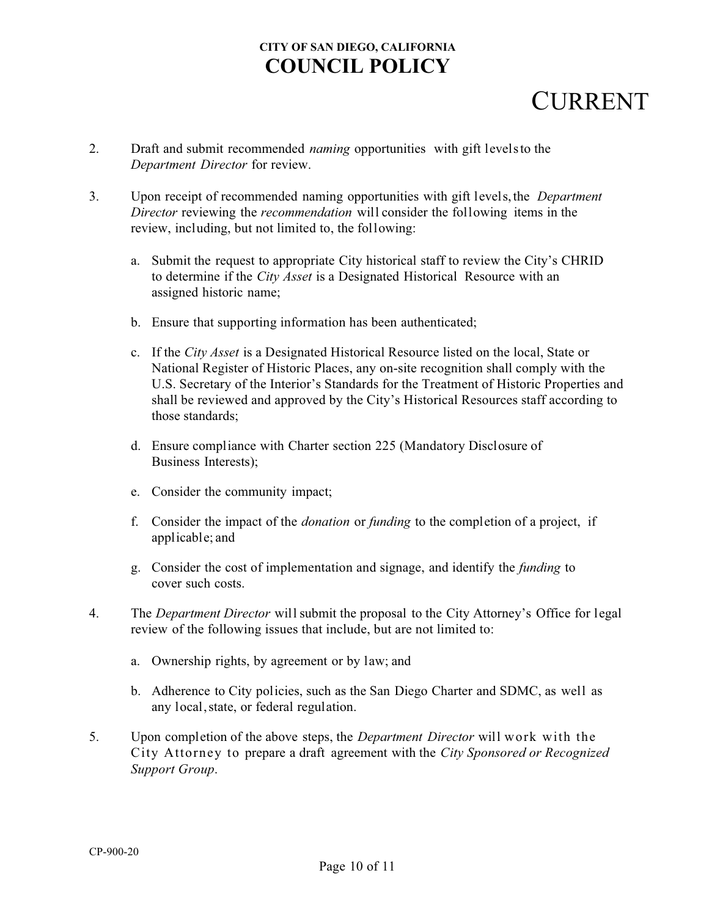2. Draft and submit recommended *naming* opportunities with gift levels to the *Department Director* for review.

3. Upon receipt of recommended naming opportunities with gift levels, the *Department Director* reviewing the *recommendation* will consider the following items in the review, including, but not limited to, the following:

   a. Submit the request to appropriate City historical staff to review the City's CHRID to determine if the *City Asset* is a Designated Historical Resource with an assigned historic name;

   b. Ensure that supporting information has been authenticated;

   c. If the *City Asset* is a Designated Historical Resource listed on the local, State or National Register of Historic Places, any on-site recognition shall comply with the U.S. Secretary of the Interior's Standards for the Treatment of Historic Properties and shall be reviewed and approved by the City's Historical Resources staff according to those standards;

   d. Ensure compliance with Charter section 225 (Mandatory Disclosure of Business Interests);

   e. Consider the community impact;

   f. Consider the impact of the *donation* or *funding* to the completion of a project, if applicable; and

   g. Consider the cost of implementation and signage, and identify the *funding* to cover such costs.

4. The *Department Director* will submit the proposal to the City Attorney's Office for legal review of the following issues that include, but are not limited to:

   a. Ownership rights, by agreement or by law; and

   b. Adherence to City policies, such as the San Diego Charter and SDMC, as well as any local, state, or federal regulation.

5. Upon completion of the above steps, the *Department Director* will work with the City Attorney to prepare a draft agreement with the *City Sponsored or Recognized Support Group*.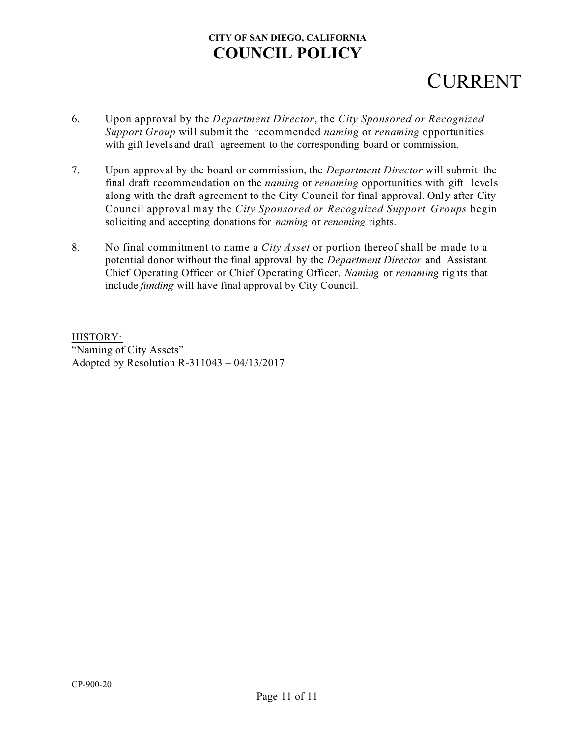6. Upon approval by the *Department Director*, the *City Sponsored or Recognized Support Group* will submit the recommended *naming* or *renaming* opportunities with gift levels and draft agreement to the corresponding board or commission.

7. Upon approval by the board or commission, the *Department Director* will submit the final draft recommendation on the *naming* or *renaming* opportunities with gift levels along with the draft agreement to the City Council for final approval. Only after City Council approval may the *City Sponsored or Recognized Support Groups* begin soliciting and accepting donations for *naming* or *renaming* rights.

8. No final commitment to name a *City Asset* or portion thereof shall be made to a potential donor without the final approval by the *Department Director* and Assistant Chief Operating Officer or Chief Operating Officer. *Naming* or *renaming* rights that include *funding* will have final approval by City Council.

HISTORY:
"Naming of City Assets"
Adopted by Resolution R-311043 – 04/13/2017